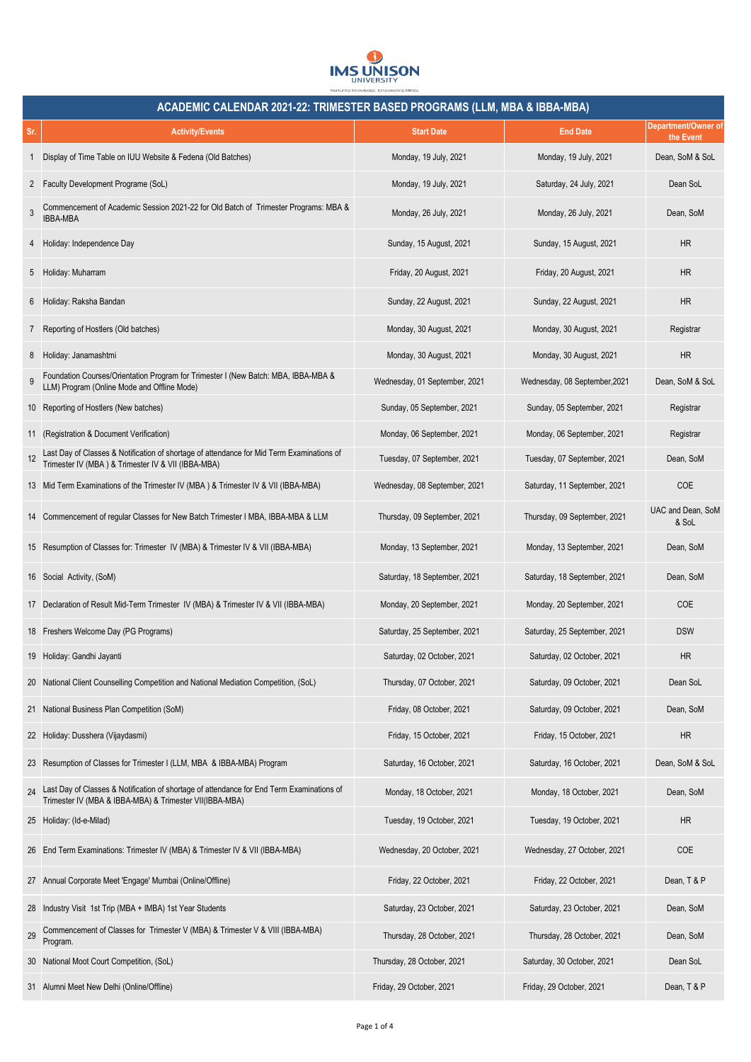IMS UNISON UNIVERSITY

Nurturing Knowledge, Empowering Minds.

# ACADEMIC CALENDAR 2021-22: TRIMESTER BASED PROGRAMS (LLM, MBA & IBBA-MBA)

| Sr. | Activity/Events | Start Date | End Date | Department/Owner of the Event |
|---|---|---|---|---|
| 1 | Display of Time Table on IUU Website & Fedena (Old Batches) | Monday, 19 July, 2021 | Monday, 19 July, 2021 | Dean, SoM & SoL |
| 2 | Faculty Development Programe (SoL) | Monday, 19 July, 2021 | Saturday, 24 July, 2021 | Dean SoL |
| 3 | Commencement of Academic Session 2021-22 for Old Batch of Trimester Programs: MBA & IBBA-MBA | Monday, 26 July, 2021 | Monday, 26 July, 2021 | Dean, SoM |
| 4 | Holiday: Independence Day | Sunday, 15 August, 2021 | Sunday, 15 August, 2021 | HR |
| 5 | Holiday: Muharram | Friday, 20 August, 2021 | Friday, 20 August, 2021 | HR |
| 6 | Holiday: Raksha Bandan | Sunday, 22 August, 2021 | Sunday, 22 August, 2021 | HR |
| 7 | Reporting of Hostlers (Old batches) | Monday, 30 August, 2021 | Monday, 30 August, 2021 | Registrar |
| 8 | Holiday: Janamashtmi | Monday, 30 August, 2021 | Monday, 30 August, 2021 | HR |
| 9 | Foundation Courses/Orientation Program for Trimester I (New Batch: MBA, IBBA-MBA & LLM) Program (Online Mode and Offline Mode) | Wednesday, 01 September, 2021 | Wednesday, 08 September,2021 | Dean, SoM & SoL |
| 10 | Reporting of Hostlers (New batches) | Sunday, 05 September, 2021 | Sunday, 05 September, 2021 | Registrar |
| 11 | (Registration & Document Verification) | Monday, 06 September, 2021 | Monday, 06 September, 2021 | Registrar |
| 12 | Last Day of Classes & Notification of shortage of attendance for Mid Term Examinations of Trimester IV (MBA ) & Trimester IV & VII (IBBA-MBA) | Tuesday, 07 September, 2021 | Tuesday, 07 September, 2021 | Dean, SoM |
| 13 | Mid Term Examinations of the Trimester IV (MBA ) & Trimester IV & VII (IBBA-MBA) | Wednesday, 08 September, 2021 | Saturday, 11 September, 2021 | COE |
| 14 | Commencement of regular Classes for New Batch Trimester I MBA, IBBA-MBA & LLM | Thursday, 09 September, 2021 | Thursday, 09 September, 2021 | UAC and Dean, SoM & SoL |
| 15 | Resumption of Classes for: Trimester IV (MBA) & Trimester IV & VII (IBBA-MBA) | Monday, 13 September, 2021 | Monday, 13 September, 2021 | Dean, SoM |
| 16 | Social Activity, (SoM) | Saturday, 18 September, 2021 | Saturday, 18 September, 2021 | Dean, SoM |
| 17 | Declaration of Result Mid-Term Trimester IV (MBA) & Trimester IV & VII (IBBA-MBA) | Monday, 20 September, 2021 | Monday, 20 September, 2021 | COE |
| 18 | Freshers Welcome Day (PG Programs) | Saturday, 25 September, 2021 | Saturday, 25 September, 2021 | DSW |
| 19 | Holiday: Gandhi Jayanti | Saturday, 02 October, 2021 | Saturday, 02 October, 2021 | HR |
| 20 | National Client Counselling Competition and National Mediation Competition, (SoL) | Thursday, 07 October, 2021 | Saturday, 09 October, 2021 | Dean SoL |
| 21 | National Business Plan Competition (SoM) | Friday, 08 October, 2021 | Saturday, 09 October, 2021 | Dean, SoM |
| 22 | Holiday: Dusshera (Vijaydasmi) | Friday, 15 October, 2021 | Friday, 15 October, 2021 | HR |
| 23 | Resumption of Classes for Trimester I (LLM, MBA & IBBA-MBA) Program | Saturday, 16 October, 2021 | Saturday, 16 October, 2021 | Dean, SoM & SoL |
| 24 | Last Day of Classes & Notification of shortage of attendance for End Term Examinations of Trimester IV (MBA & IBBA-MBA) & Trimester VII(IBBA-MBA) | Monday, 18 October, 2021 | Monday, 18 October, 2021 | Dean, SoM |
| 25 | Holiday: (Id-e-Milad) | Tuesday, 19 October, 2021 | Tuesday, 19 October, 2021 | HR |
| 26 | End Term Examinations: Trimester IV (MBA) & Trimester IV & VII (IBBA-MBA) | Wednesday, 20 October, 2021 | Wednesday, 27 October, 2021 | COE |
| 27 | Annual Corporate Meet 'Engage' Mumbai (Online/Offline) | Friday, 22 October, 2021 | Friday, 22 October, 2021 | Dean, T & P |
| 28 | Industry Visit 1st Trip (MBA + IMBA) 1st Year Students | Saturday, 23 October, 2021 | Saturday, 23 October, 2021 | Dean, SoM |
| 29 | Commencement of Classes for Trimester V (MBA) & Trimester V & VIII (IBBA-MBA) Program. | Thursday, 28 October, 2021 | Thursday, 28 October, 2021 | Dean, SoM |
| 30 | National Moot Court Competition, (SoL) | Thursday, 28 October, 2021 | Saturday, 30 October, 2021 | Dean SoL |
| 31 | Alumni Meet New Delhi (Online/Offline) | Friday, 29 October, 2021 | Friday, 29 October, 2021 | Dean, T & P |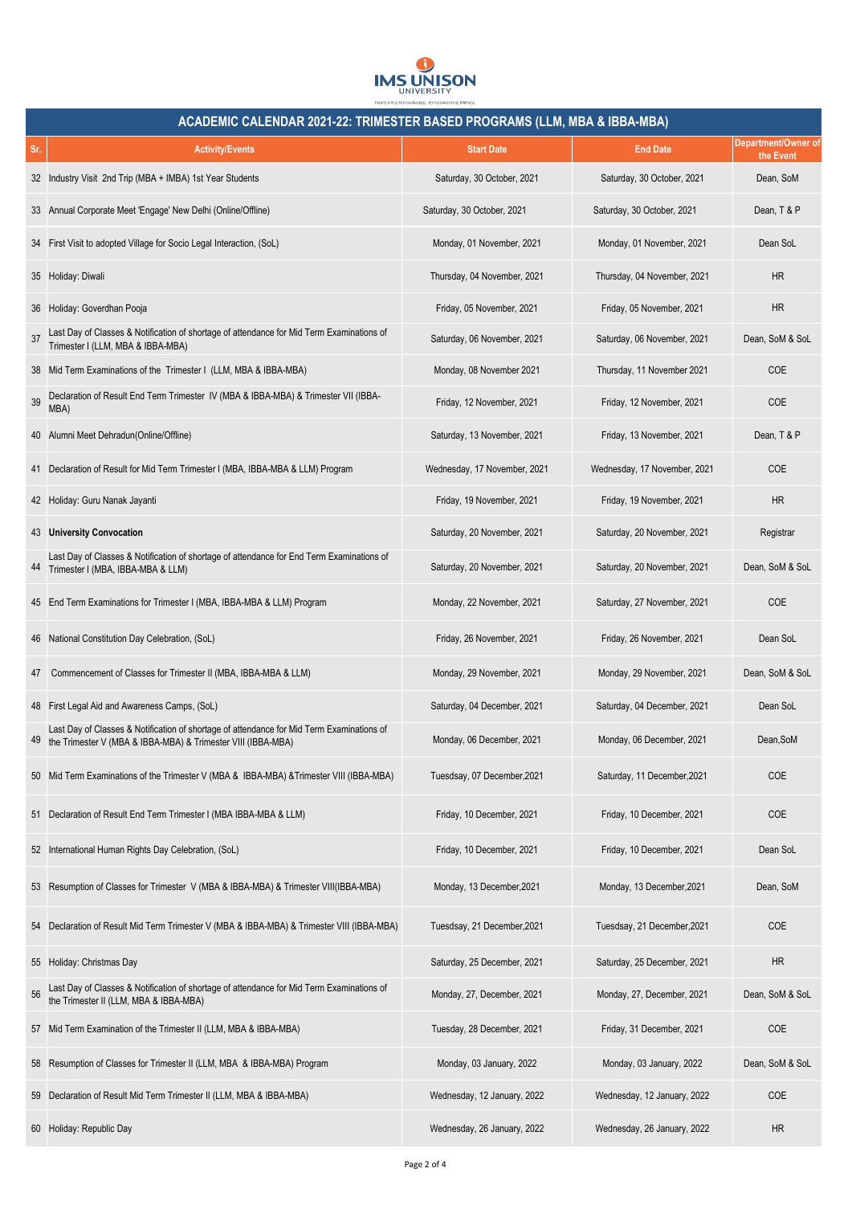IMS UNISON UNIVERSITY

Nurturing Knowledge, Empowering Minds

## ACADEMIC CALENDAR 2021-22: TRIMESTER BASED PROGRAMS (LLM, MBA & IBBA-MBA)

| Sr. | Activity/Events | Start Date | End Date | Department/Owner of the Event |
|---|---|---|---|---|
| 32 | Industry Visit 2nd Trip (MBA + IMBA) 1st Year Students | Saturday, 30 October, 2021 | Saturday, 30 October, 2021 | Dean, SoM |
| 33 | Annual Corporate Meet 'Engage' New Delhi (Online/Offline) | Saturday, 30 October, 2021 | Saturday, 30 October, 2021 | Dean, T & P |
| 34 | First Visit to adopted Village for Socio Legal Interaction, (SoL) | Monday, 01 November, 2021 | Monday, 01 November, 2021 | Dean SoL |
| 35 | Holiday: Diwali | Thursday, 04 November, 2021 | Thursday, 04 November, 2021 | HR |
| 36 | Holiday: Goverdhan Pooja | Friday, 05 November, 2021 | Friday, 05 November, 2021 | HR |
| 37 | Last Day of Classes & Notification of shortage of attendance for Mid Term Examinations of Trimester I (LLM, MBA & IBBA-MBA) | Saturday, 06 November, 2021 | Saturday, 06 November, 2021 | Dean, SoM & SoL |
| 38 | Mid Term Examinations of the Trimester I (LLM, MBA & IBBA-MBA) | Monday, 08 November 2021 | Thursday, 11 November 2021 | COE |
| 39 | Declaration of Result End Term Trimester IV (MBA & IBBA-MBA) & Trimester VII (IBBA-MBA) | Friday, 12 November, 2021 | Friday, 12 November, 2021 | COE |
| 40 | Alumni Meet Dehradun(Online/Offline) | Saturday, 13 November, 2021 | Friday, 13 November, 2021 | Dean, T & P |
| 41 | Declaration of Result for Mid Term Trimester I (MBA, IBBA-MBA & LLM) Program | Wednesday, 17 November, 2021 | Wednesday, 17 November, 2021 | COE |
| 42 | Holiday: Guru Nanak Jayanti | Friday, 19 November, 2021 | Friday, 19 November, 2021 | HR |
| 43 | **University Convocation** | Saturday, 20 November, 2021 | Saturday, 20 November, 2021 | Registrar |
| 44 | Last Day of Classes & Notification of shortage of attendance for End Term Examinations of Trimester I (MBA, IBBA-MBA & LLM) | Saturday, 20 November, 2021 | Saturday, 20 November, 2021 | Dean, SoM & SoL |
| 45 | End Term Examinations for Trimester I (MBA, IBBA-MBA & LLM) Program | Monday, 22 November, 2021 | Saturday, 27 November, 2021 | COE |
| 46 | National Constitution Day Celebration, (SoL) | Friday, 26 November, 2021 | Friday, 26 November, 2021 | Dean SoL |
| 47 | Commencement of Classes for Trimester II (MBA, IBBA-MBA & LLM) | Monday, 29 November, 2021 | Monday, 29 November, 2021 | Dean, SoM & SoL |
| 48 | First Legal Aid and Awareness Camps, (SoL) | Saturday, 04 December, 2021 | Saturday, 04 December, 2021 | Dean SoL |
| 49 | Last Day of Classes & Notification of shortage of attendance for Mid Term Examinations of the Trimester V (MBA & IBBA-MBA) & Trimester VIII (IBBA-MBA) | Monday, 06 December, 2021 | Monday, 06 December, 2021 | Dean,SoM |
| 50 | Mid Term Examinations of the Trimester V (MBA & IBBA-MBA) &Trimester VIII (IBBA-MBA) | Tuesdsay, 07 December,2021 | Saturday, 11 December,2021 | COE |
| 51 | Declaration of Result End Term Trimester I (MBA IBBA-MBA & LLM) | Friday, 10 December, 2021 | Friday, 10 December, 2021 | COE |
| 52 | International Human Rights Day Celebration, (SoL) | Friday, 10 December, 2021 | Friday, 10 December, 2021 | Dean SoL |
| 53 | Resumption of Classes for Trimester V (MBA & IBBA-MBA) & Trimester VIII(IBBA-MBA) | Monday, 13 December,2021 | Monday, 13 December,2021 | Dean, SoM |
| 54 | Declaration of Result Mid Term Trimester V (MBA & IBBA-MBA) & Trimester VIII (IBBA-MBA) | Tuesdsay, 21 December,2021 | Tuesdsay, 21 December,2021 | COE |
| 55 | Holiday: Christmas Day | Saturday, 25 December, 2021 | Saturday, 25 December, 2021 | HR |
| 56 | Last Day of Classes & Notification of shortage of attendance for Mid Term Examinations of the Trimester II (LLM, MBA & IBBA-MBA) | Monday, 27, December, 2021 | Monday, 27, December, 2021 | Dean, SoM & SoL |
| 57 | Mid Term Examination of the Trimester II (LLM, MBA & IBBA-MBA) | Tuesday, 28 December, 2021 | Friday, 31 December, 2021 | COE |
| 58 | Resumption of Classes for Trimester II (LLM, MBA & IBBA-MBA) Program | Monday, 03 January, 2022 | Monday, 03 January, 2022 | Dean, SoM & SoL |
| 59 | Declaration of Result Mid Term Trimester II (LLM, MBA & IBBA-MBA) | Wednesday, 12 January, 2022 | Wednesday, 12 January, 2022 | COE |
| 60 | Holiday: Republic Day | Wednesday, 26 January, 2022 | Wednesday, 26 January, 2022 | HR |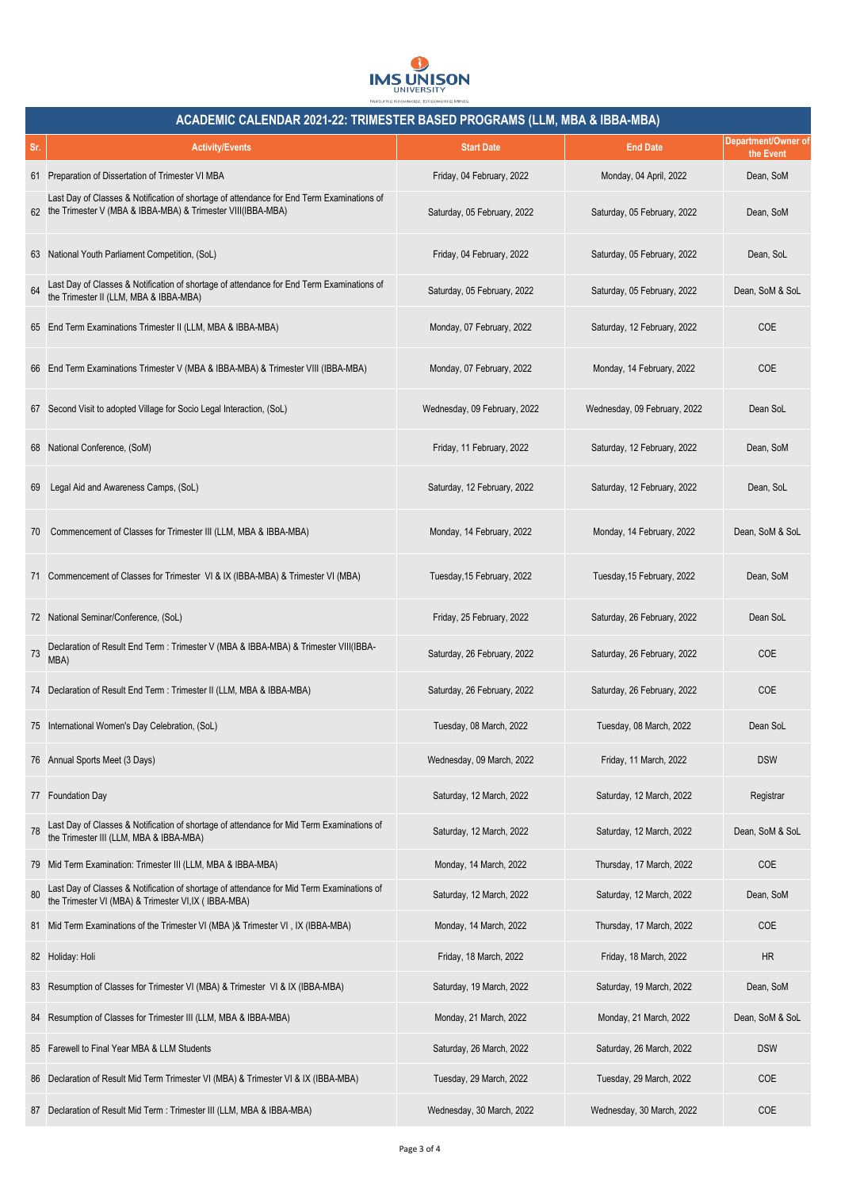# IMS UNISON UNIVERSITY

Nurturing Knowledge. Empowering Minds.

## ACADEMIC CALENDAR 2021-22: TRIMESTER BASED PROGRAMS (LLM, MBA & IBBA-MBA)

| Sr. | Activity/Events | Start Date | End Date | Department/Owner of the Event |
|---|---|---|---|---|
| 61 | Preparation of Dissertation of Trimester VI MBA | Friday, 04 February, 2022 | Monday, 04 April, 2022 | Dean, SoM |
| 62 | Last Day of Classes & Notification of shortage of attendance for End Term Examinations of the Trimester V (MBA & IBBA-MBA) & Trimester VIII(IBBA-MBA) | Saturday, 05 February, 2022 | Saturday, 05 February, 2022 | Dean, SoM |
| 63 | National Youth Parliament Competition, (SoL) | Friday, 04 February, 2022 | Saturday, 05 February, 2022 | Dean, SoL |
| 64 | Last Day of Classes & Notification of shortage of attendance for End Term Examinations of the Trimester II (LLM, MBA & IBBA-MBA) | Saturday, 05 February, 2022 | Saturday, 05 February, 2022 | Dean, SoM & SoL |
| 65 | End Term Examinations Trimester II (LLM, MBA & IBBA-MBA) | Monday, 07 February, 2022 | Saturday, 12 February, 2022 | COE |
| 66 | End Term Examinations Trimester V (MBA & IBBA-MBA) & Trimester VIII (IBBA-MBA) | Monday, 07 February, 2022 | Monday, 14 February, 2022 | COE |
| 67 | Second Visit to adopted Village for Socio Legal Interaction, (SoL) | Wednesday, 09 February, 2022 | Wednesday, 09 February, 2022 | Dean SoL |
| 68 | National Conference, (SoM) | Friday, 11 February, 2022 | Saturday, 12 February, 2022 | Dean, SoM |
| 69 | Legal Aid and Awareness Camps, (SoL) | Saturday, 12 February, 2022 | Saturday, 12 February, 2022 | Dean, SoL |
| 70 | Commencement of Classes for Trimester III (LLM, MBA & IBBA-MBA) | Monday, 14 February, 2022 | Monday, 14 February, 2022 | Dean, SoM & SoL |
| 71 | Commencement of Classes for Trimester VI & IX (IBBA-MBA) & Trimester VI (MBA) | Tuesday,15 February, 2022 | Tuesday,15 February, 2022 | Dean, SoM |
| 72 | National Seminar/Conference, (SoL) | Friday, 25 February, 2022 | Saturday, 26 February, 2022 | Dean SoL |
| 73 | Declaration of Result End Term : Trimester V (MBA & IBBA-MBA) & Trimester VIII(IBBA-MBA) | Saturday, 26 February, 2022 | Saturday, 26 February, 2022 | COE |
| 74 | Declaration of Result End Term : Trimester II (LLM, MBA & IBBA-MBA) | Saturday, 26 February, 2022 | Saturday, 26 February, 2022 | COE |
| 75 | International Women's Day Celebration, (SoL) | Tuesday, 08 March, 2022 | Tuesday, 08 March, 2022 | Dean SoL |
| 76 | Annual Sports Meet (3 Days) | Wednesday, 09 March, 2022 | Friday, 11 March, 2022 | DSW |
| 77 | Foundation Day | Saturday, 12 March, 2022 | Saturday, 12 March, 2022 | Registrar |
| 78 | Last Day of Classes & Notification of shortage of attendance for Mid Term Examinations of the Trimester III (LLM, MBA & IBBA-MBA) | Saturday, 12 March, 2022 | Saturday, 12 March, 2022 | Dean, SoM & SoL |
| 79 | Mid Term Examination: Trimester III (LLM, MBA & IBBA-MBA) | Monday, 14 March, 2022 | Thursday, 17 March, 2022 | COE |
| 80 | Last Day of Classes & Notification of shortage of attendance for Mid Term Examinations of the Trimester VI (MBA) & Trimester VI,IX ( IBBA-MBA) | Saturday, 12 March, 2022 | Saturday, 12 March, 2022 | Dean, SoM |
| 81 | Mid Term Examinations of the Trimester VI (MBA )& Trimester VI , IX (IBBA-MBA) | Monday, 14 March, 2022 | Thursday, 17 March, 2022 | COE |
| 82 | Holiday: Holi | Friday, 18 March, 2022 | Friday, 18 March, 2022 | HR |
| 83 | Resumption of Classes for Trimester VI (MBA) & Trimester VI & IX (IBBA-MBA) | Saturday, 19 March, 2022 | Saturday, 19 March, 2022 | Dean, SoM |
| 84 | Resumption of Classes for Trimester III (LLM, MBA & IBBA-MBA) | Monday, 21 March, 2022 | Monday, 21 March, 2022 | Dean, SoM & SoL |
| 85 | Farewell to Final Year MBA & LLM Students | Saturday, 26 March, 2022 | Saturday, 26 March, 2022 | DSW |
| 86 | Declaration of Result Mid Term Trimester VI (MBA) & Trimester VI & IX (IBBA-MBA) | Tuesday, 29 March, 2022 | Tuesday, 29 March, 2022 | COE |
| 87 | Declaration of Result Mid Term : Trimester III (LLM, MBA & IBBA-MBA) | Wednesday, 30 March, 2022 | Wednesday, 30 March, 2022 | COE |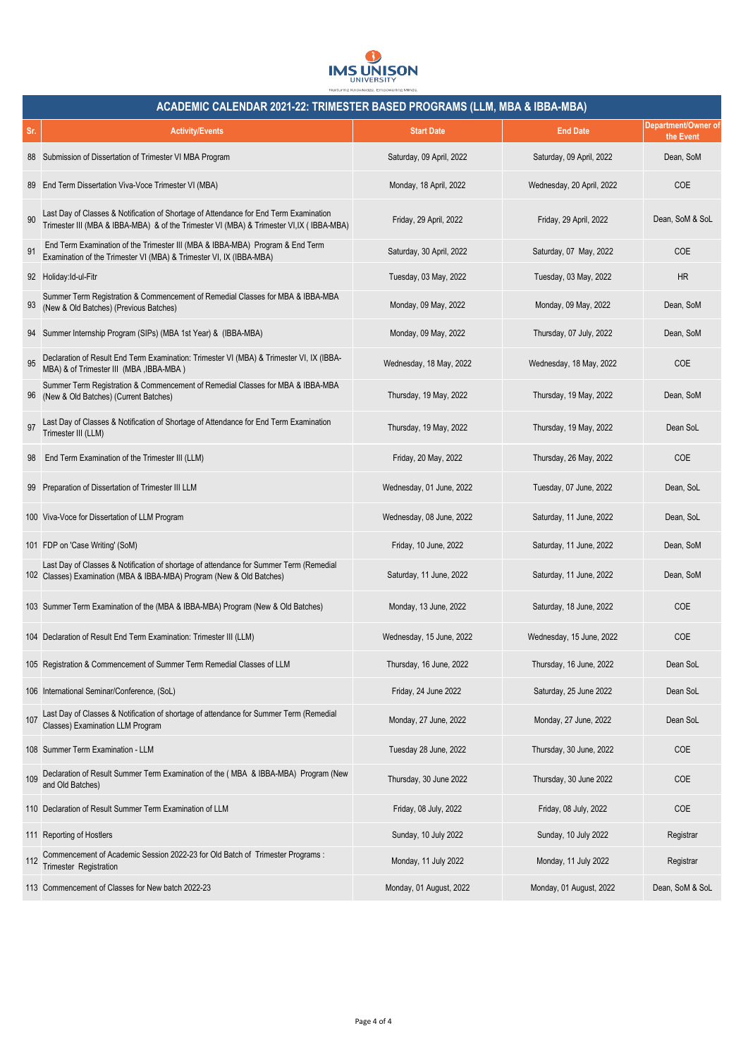IMS UNISON UNIVERSITY

Nurturing Knowledge. Empowering Minds.

## ACADEMIC CALENDAR 2021-22: TRIMESTER BASED PROGRAMS (LLM, MBA & IBBA-MBA)

| Sr. | Activity/Events | Start Date | End Date | Department/Owner of the Event |
|---|---|---|---|---|
| 88 | Submission of Dissertation of Trimester VI MBA Program | Saturday, 09 April, 2022 | Saturday, 09 April, 2022 | Dean, SoM |
| 89 | End Term Dissertation Viva-Voce Trimester VI (MBA) | Monday, 18 April, 2022 | Wednesday, 20 April, 2022 | COE |
| 90 | Last Day of Classes & Notification of Shortage of Attendance for End Term Examination Trimester III (MBA & IBBA-MBA) & of the Trimester VI (MBA) & Trimester VI,IX ( IBBA-MBA) | Friday, 29 April, 2022 | Friday, 29 April, 2022 | Dean, SoM & SoL |
| 91 | End Term Examination of the Trimester III (MBA & IBBA-MBA) Program & End Term Examination of the Trimester VI (MBA) & Trimester VI, IX (IBBA-MBA) | Saturday, 30 April, 2022 | Saturday, 07 May, 2022 | COE |
| 92 | Holiday:Id-ul-Fitr | Tuesday, 03 May, 2022 | Tuesday, 03 May, 2022 | HR |
| 93 | Summer Term Registration & Commencement of Remedial Classes for MBA & IBBA-MBA (New & Old Batches) (Previous Batches) | Monday, 09 May, 2022 | Monday, 09 May, 2022 | Dean, SoM |
| 94 | Summer Internship Program (SIPs) (MBA 1st Year) & (IBBA-MBA) | Monday, 09 May, 2022 | Thursday, 07 July, 2022 | Dean, SoM |
| 95 | Declaration of Result End Term Examination: Trimester VI (MBA) & Trimester VI, IX (IBBA-MBA) & of Trimester III (MBA ,IBBA-MBA ) | Wednesday, 18 May, 2022 | Wednesday, 18 May, 2022 | COE |
| 96 | Summer Term Registration & Commencement of Remedial Classes for MBA & IBBA-MBA (New & Old Batches) (Current Batches) | Thursday, 19 May, 2022 | Thursday, 19 May, 2022 | Dean, SoM |
| 97 | Last Day of Classes & Notification of Shortage of Attendance for End Term Examination Trimester III (LLM) | Thursday, 19 May, 2022 | Thursday, 19 May, 2022 | Dean SoL |
| 98 | End Term Examination of the Trimester III (LLM) | Friday, 20 May, 2022 | Thursday, 26 May, 2022 | COE |
| 99 | Preparation of Dissertation of Trimester III LLM | Wednesday, 01 June, 2022 | Tuesday, 07 June, 2022 | Dean, SoL |
| 100 | Viva-Voce for Dissertation of LLM Program | Wednesday, 08 June, 2022 | Saturday, 11 June, 2022 | Dean, SoL |
| 101 | FDP on 'Case Writing' (SoM) | Friday, 10 June, 2022 | Saturday, 11 June, 2022 | Dean, SoM |
| 102 | Last Day of Classes & Notification of shortage of attendance for Summer Term (Remedial Classes) Examination (MBA & IBBA-MBA) Program (New & Old Batches) | Saturday, 11 June, 2022 | Saturday, 11 June, 2022 | Dean, SoM |
| 103 | Summer Term Examination of the (MBA & IBBA-MBA) Program (New & Old Batches) | Monday, 13 June, 2022 | Saturday, 18 June, 2022 | COE |
| 104 | Declaration of Result End Term Examination: Trimester III (LLM) | Wednesday, 15 June, 2022 | Wednesday, 15 June, 2022 | COE |
| 105 | Registration & Commencement of Summer Term Remedial Classes of LLM | Thursday, 16 June, 2022 | Thursday, 16 June, 2022 | Dean SoL |
| 106 | International Seminar/Conference, (SoL) | Friday, 24 June 2022 | Saturday, 25 June 2022 | Dean SoL |
| 107 | Last Day of Classes & Notification of shortage of attendance for Summer Term (Remedial Classes) Examination LLM Program | Monday, 27 June, 2022 | Monday, 27 June, 2022 | Dean SoL |
| 108 | Summer Term Examination - LLM | Tuesday 28 June, 2022 | Thursday, 30 June, 2022 | COE |
| 109 | Declaration of Result Summer Term Examination of the ( MBA & IBBA-MBA) Program (New and Old Batches) | Thursday, 30 June 2022 | Thursday, 30 June 2022 | COE |
| 110 | Declaration of Result Summer Term Examination of LLM | Friday, 08 July, 2022 | Friday, 08 July, 2022 | COE |
| 111 | Reporting of Hostlers | Sunday, 10 July 2022 | Sunday, 10 July 2022 | Registrar |
| 112 | Commencement of Academic Session 2022-23 for Old Batch of Trimester Programs : Trimester Registration | Monday, 11 July 2022 | Monday, 11 July 2022 | Registrar |
| 113 | Commencement of Classes for New batch 2022-23 | Monday, 01 August, 2022 | Monday, 01 August, 2022 | Dean, SoM & SoL |